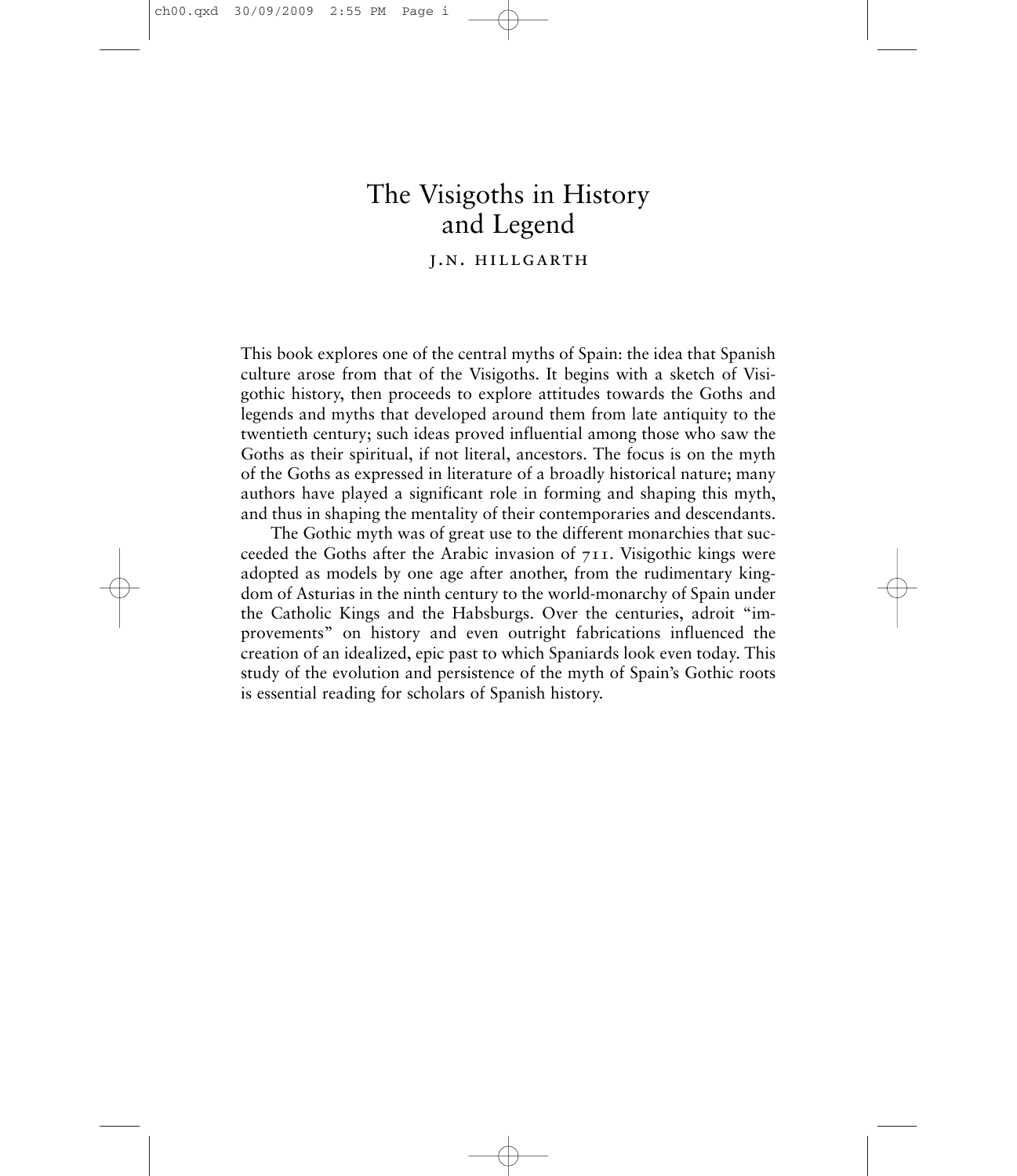# The Visigoths in History and Legend

J.N. HILLGARTH

This book explores one of the central myths of Spain: the idea that Spanish culture arose from that of the Visigoths. It begins with a sketch of Visigothic history, then proceeds to explore attitudes towards the Goths and legends and myths that developed around them from late antiquity to the twentieth century; such ideas proved influential among those who saw the Goths as their spiritual, if not literal, ancestors. The focus is on the myth of the Goths as expressed in literature of a broadly historical nature; many authors have played a significant role in forming and shaping this myth, and thus in shaping the mentality of their contemporaries and descendants.

The Gothic myth was of great use to the different monarchies that succeeded the Goths after the Arabic invasion of 711. Visigothic kings were adopted as models by one age after another, from the rudimentary kingdom of Asturias in the ninth century to the world-monarchy of Spain under the Catholic Kings and the Habsburgs. Over the centuries, adroit "improvements" on history and even outright fabrications influenced the creation of an idealized, epic past to which Spaniards look even today. This study of the evolution and persistence of the myth of Spain's Gothic roots is essential reading for scholars of Spanish history.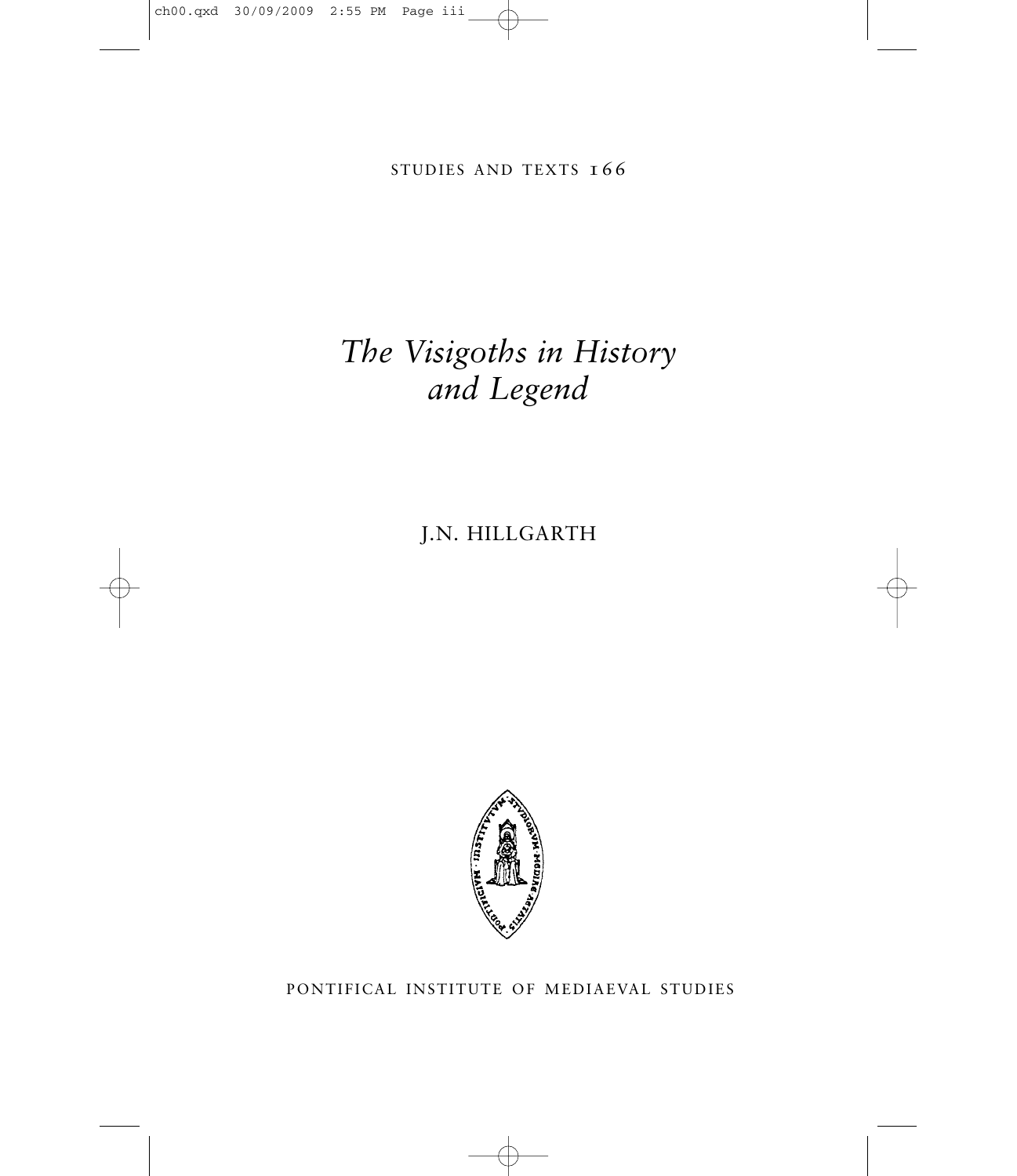STUDIES AND TEXTS 166

# *The Visigoths in History and Legend*

J.N. HILLGARTH

PONTIFICAL INSTITUTE OF MEDIAEVAL STUDIES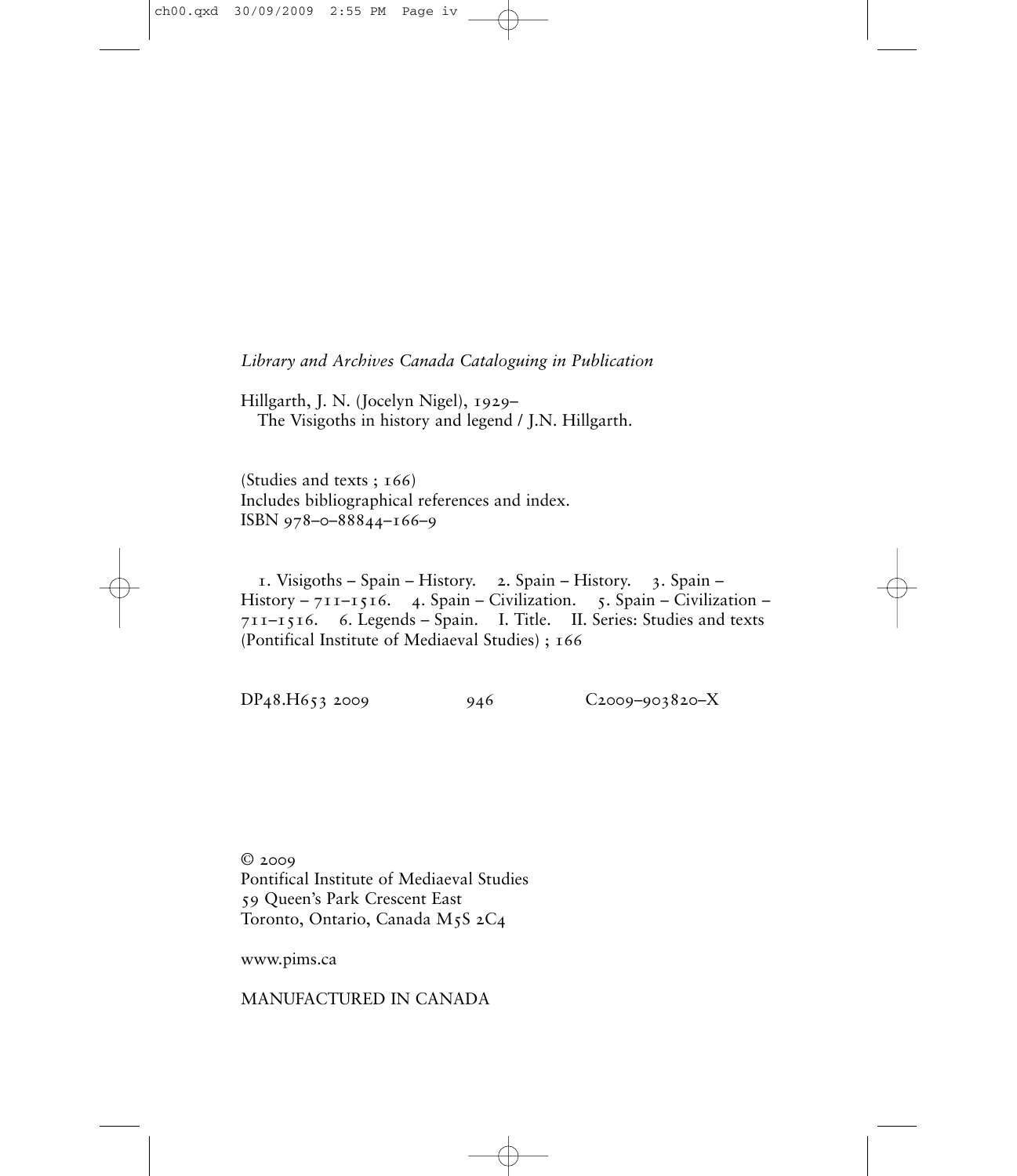*Library and Archives Canada Cataloguing in Publication*

Hillgarth, J. N. (Jocelyn Nigel), 1929–
The Visigoths in history and legend / J.N. Hillgarth.

(Studies and texts ; 166)
Includes bibliographical references and index.
ISBN 978–0–88844–166–9

1. Visigoths – Spain – History. 2. Spain – History. 3. Spain – History – 711–1516. 4. Spain – Civilization. 5. Spain – Civilization – 711–1516. 6. Legends – Spain. I. Title. II. Series: Studies and texts (Pontifical Institute of Mediaeval Studies) ; 166

DP48.H653 2009 946 C2009–903820–X

© 2009
Pontifical Institute of Mediaeval Studies
59 Queen's Park Crescent East
Toronto, Ontario, Canada M5S 2C4

www.pims.ca

MANUFACTURED IN CANADA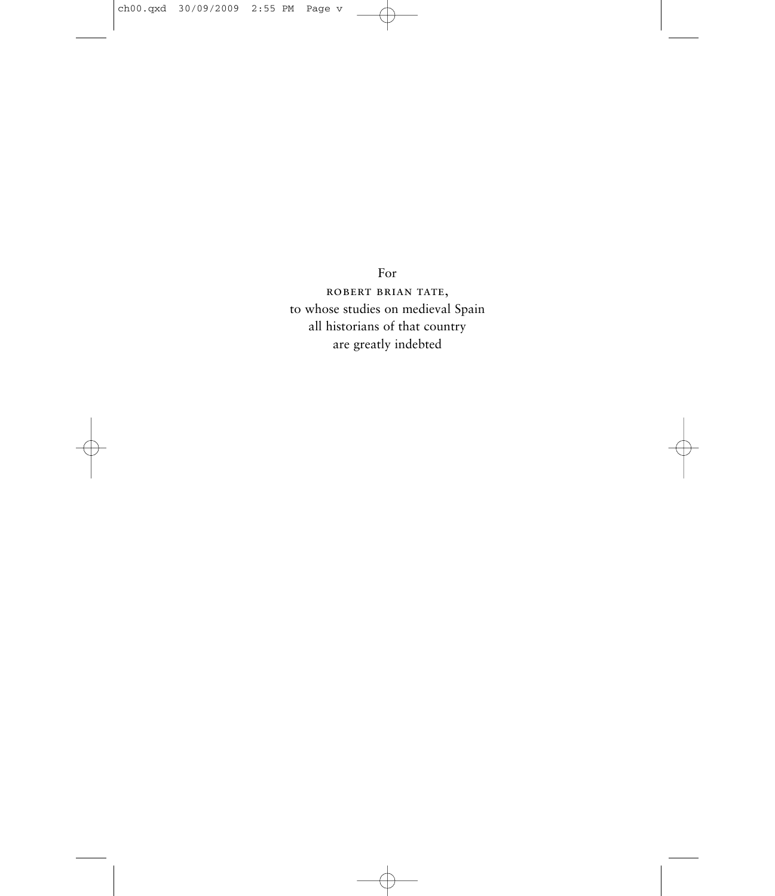For

ROBERT BRIAN TATE,

to whose studies on medieval Spain
all historians of that country
are greatly indebted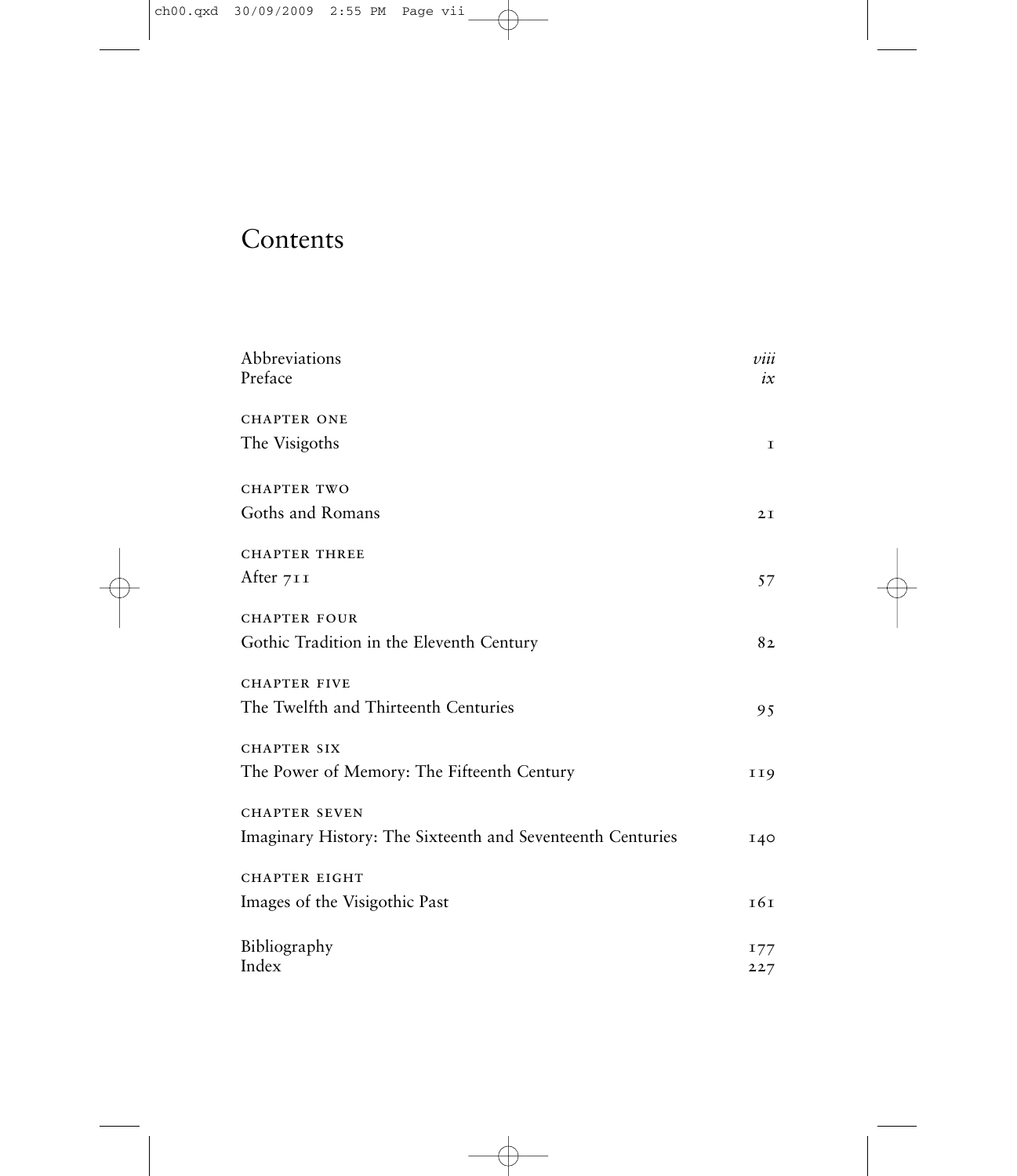# Contents

| | |
|---|---|
| Abbreviations | *viii* |
| Preface | *ix* |
| CHAPTER ONE | |
| The Visigoths | 1 |
| CHAPTER TWO | |
| Goths and Romans | 21 |
| CHAPTER THREE | |
| After 711 | 57 |
| CHAPTER FOUR | |
| Gothic Tradition in the Eleventh Century | 82 |
| CHAPTER FIVE | |
| The Twelfth and Thirteenth Centuries | 95 |
| CHAPTER SIX | |
| The Power of Memory: The Fifteenth Century | 119 |
| CHAPTER SEVEN | |
| Imaginary History: The Sixteenth and Seventeenth Centuries | 140 |
| CHAPTER EIGHT | |
| Images of the Visigothic Past | 161 |
| Bibliography | 177 |
| Index | 227 |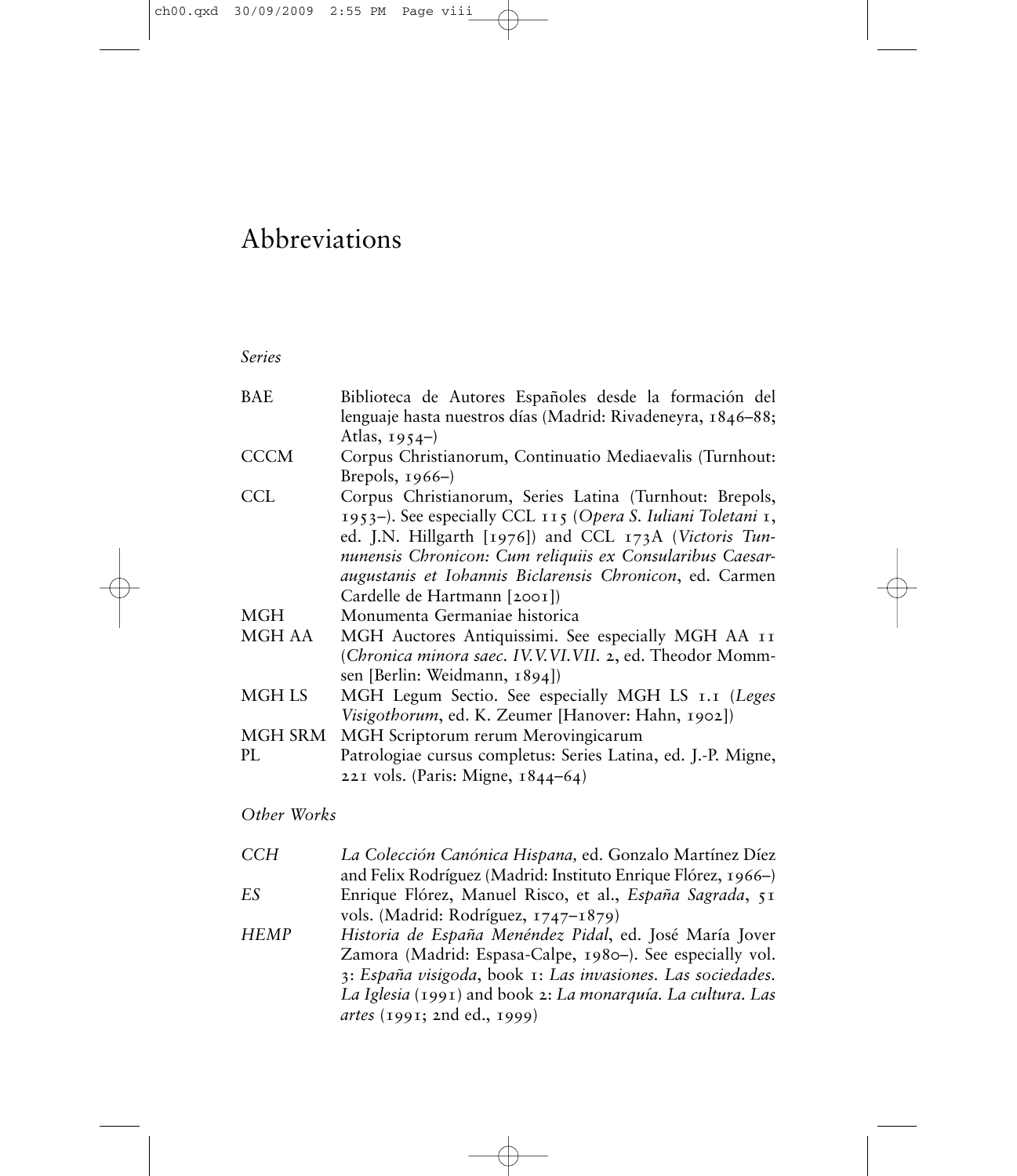# Abbreviations

*Series*

| | |
|---|---|
| BAE | Biblioteca de Autores Españoles desde la formación del lenguaje hasta nuestros días (Madrid: Rivadeneyra, 1846–88; Atlas, 1954–) |
| CCCM | Corpus Christianorum, Continuatio Mediaevalis (Turnhout: Brepols, 1966–) |
| CCL | Corpus Christianorum, Series Latina (Turnhout: Brepols, 1953–). See especially CCL 115 (*Opera S. Iuliani Toletani* 1, ed. J.N. Hillgarth [1976]) and CCL 173A (*Victoris Tunnunensis Chronicon: Cum reliquiis ex Consularibus Caesaraugustanis et Iohannis Biclarensis Chronicon*, ed. Carmen Cardelle de Hartmann [2001]) |
| MGH | Monumenta Germaniae historica |
| MGH AA | MGH Auctores Antiquissimi. See especially MGH AA 11 (*Chronica minora saec. IV.V.VI.VII.* 2, ed. Theodor Mommsen [Berlin: Weidmann, 1894]) |
| MGH LS | MGH Legum Sectio. See especially MGH LS 1.1 (*Leges Visigothorum*, ed. K. Zeumer [Hanover: Hahn, 1902]) |
| MGH SRM | MGH Scriptorum rerum Merovingicarum |
| PL | Patrologiae cursus completus: Series Latina, ed. J.-P. Migne, 221 vols. (Paris: Migne, 1844–64) |

*Other Works*

| | |
|---|---|
| *CCH* | *La Colección Canónica Hispana,* ed. Gonzalo Martínez Díez and Felix Rodríguez (Madrid: Instituto Enrique Flórez, 1966–) |
| *ES* | Enrique Flórez, Manuel Risco, et al., *España Sagrada*, 51 vols. (Madrid: Rodríguez, 1747–1879) |
| *HEMP* | *Historia de España Menéndez Pidal*, ed. José María Jover Zamora (Madrid: Espasa-Calpe, 1980–). See especially vol. 3: *España visigoda*, book 1: *Las invasiones. Las sociedades. La Iglesia* (1991) and book 2: *La monarquía. La cultura. Las artes* (1991; 2nd ed., 1999) |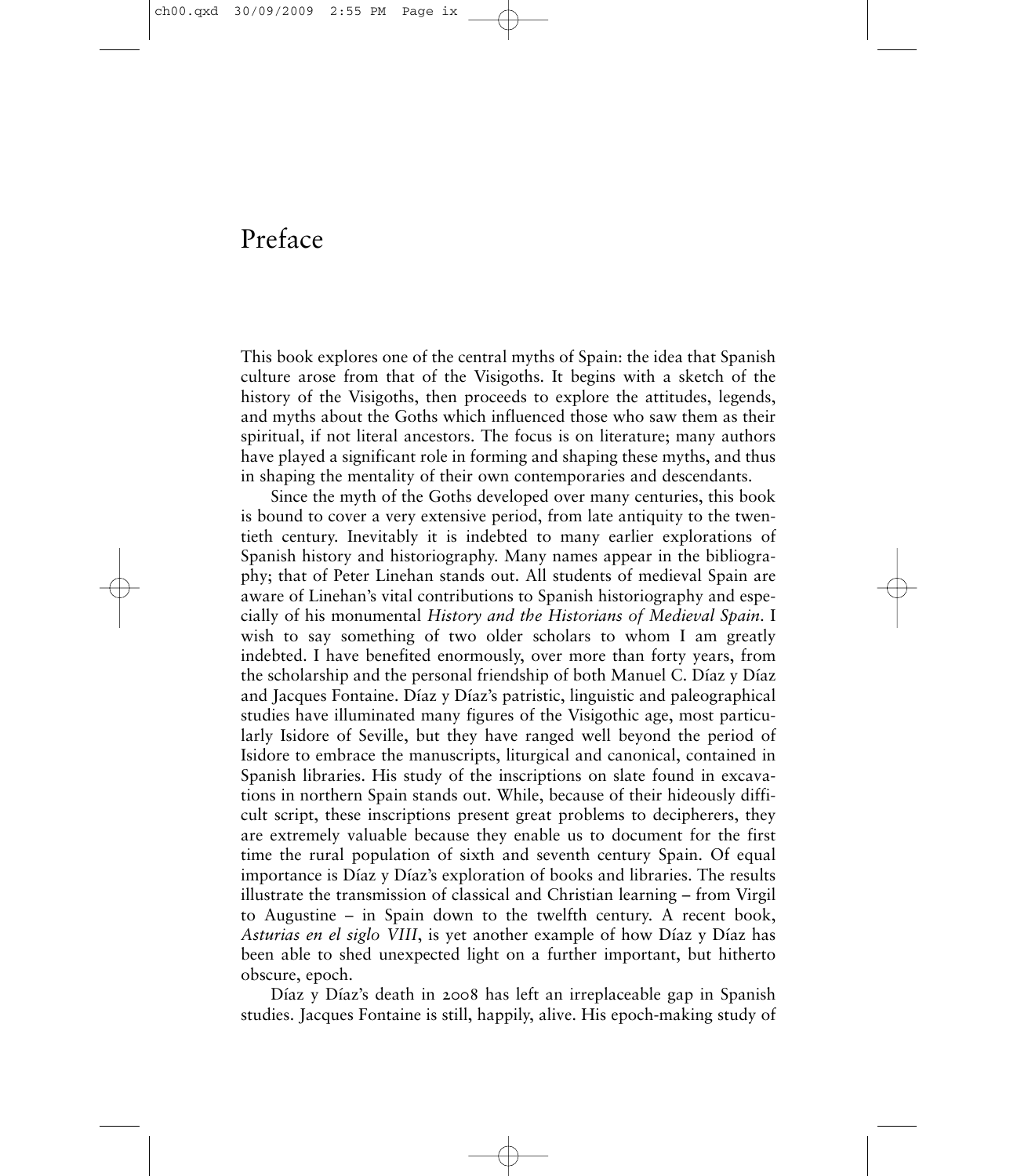# Preface

This book explores one of the central myths of Spain: the idea that Spanish culture arose from that of the Visigoths. It begins with a sketch of the history of the Visigoths, then proceeds to explore the attitudes, legends, and myths about the Goths which influenced those who saw them as their spiritual, if not literal ancestors. The focus is on literature; many authors have played a significant role in forming and shaping these myths, and thus in shaping the mentality of their own contemporaries and descendants.

Since the myth of the Goths developed over many centuries, this book is bound to cover a very extensive period, from late antiquity to the twentieth century. Inevitably it is indebted to many earlier explorations of Spanish history and historiography. Many names appear in the bibliography; that of Peter Linehan stands out. All students of medieval Spain are aware of Linehan's vital contributions to Spanish historiography and especially of his monumental *History and the Historians of Medieval Spain*. I wish to say something of two older scholars to whom I am greatly indebted. I have benefited enormously, over more than forty years, from the scholarship and the personal friendship of both Manuel C. Díaz y Díaz and Jacques Fontaine. Díaz y Díaz's patristic, linguistic and paleographical studies have illuminated many figures of the Visigothic age, most particularly Isidore of Seville, but they have ranged well beyond the period of Isidore to embrace the manuscripts, liturgical and canonical, contained in Spanish libraries. His study of the inscriptions on slate found in excavations in northern Spain stands out. While, because of their hideously difficult script, these inscriptions present great problems to decipherers, they are extremely valuable because they enable us to document for the first time the rural population of sixth and seventh century Spain. Of equal importance is Díaz y Díaz's exploration of books and libraries. The results illustrate the transmission of classical and Christian learning – from Virgil to Augustine – in Spain down to the twelfth century. A recent book, *Asturias en el siglo VIII*, is yet another example of how Díaz y Díaz has been able to shed unexpected light on a further important, but hitherto obscure, epoch.

Díaz y Díaz's death in 2008 has left an irreplaceable gap in Spanish studies. Jacques Fontaine is still, happily, alive. His epoch-making study of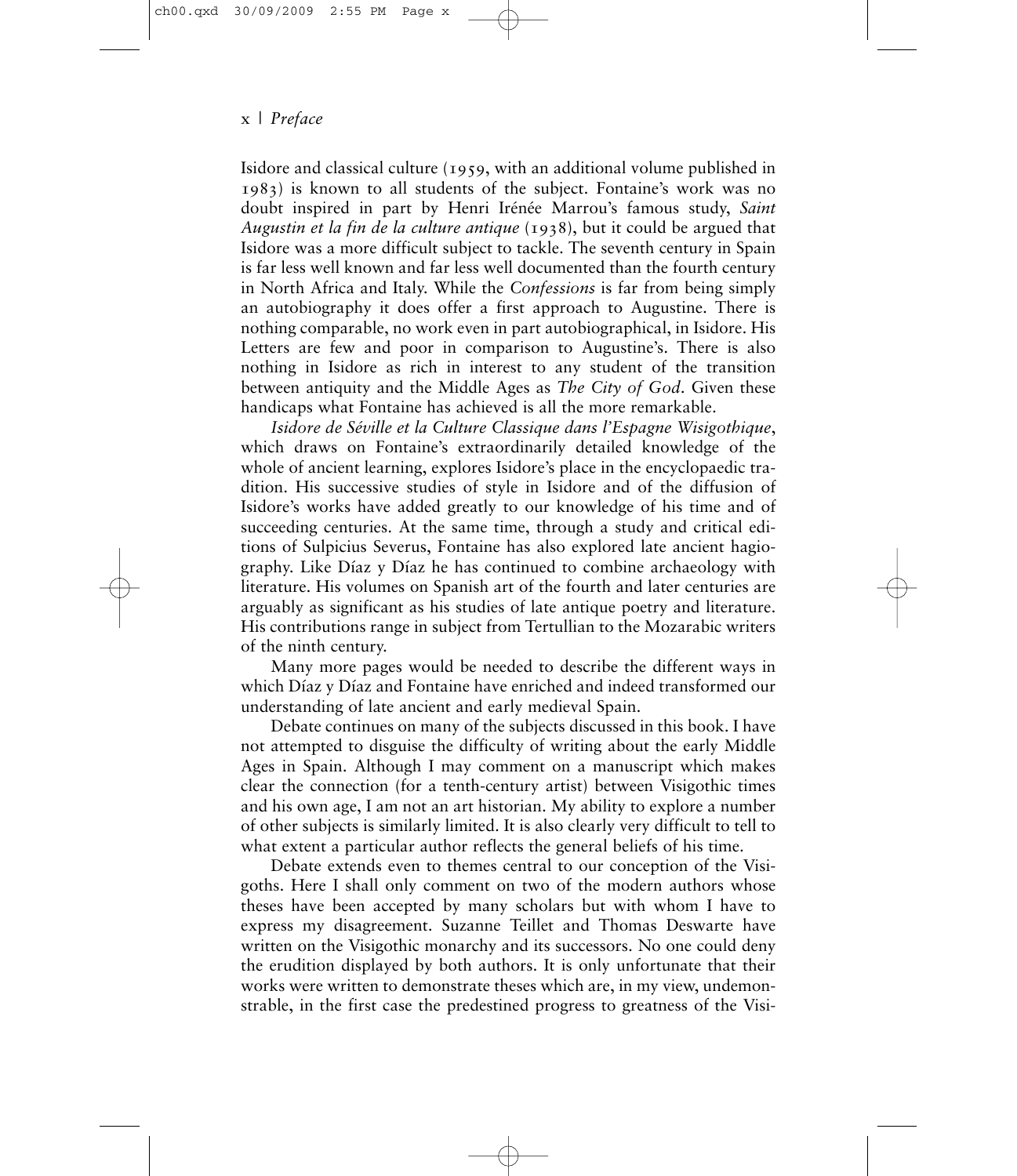Isidore and classical culture (1959, with an additional volume published in 1983) is known to all students of the subject. Fontaine's work was no doubt inspired in part by Henri Irénée Marrou's famous study, *Saint Augustin et la fin de la culture antique* (1938), but it could be argued that Isidore was a more difficult subject to tackle. The seventh century in Spain is far less well known and far less well documented than the fourth century in North Africa and Italy. While the *Confessions* is far from being simply an autobiography it does offer a first approach to Augustine. There is nothing comparable, no work even in part autobiographical, in Isidore. His Letters are few and poor in comparison to Augustine's. There is also nothing in Isidore as rich in interest to any student of the transition between antiquity and the Middle Ages as *The City of God*. Given these handicaps what Fontaine has achieved is all the more remarkable.

*Isidore de Séville et la Culture Classique dans l'Espagne Wisigothique*, which draws on Fontaine's extraordinarily detailed knowledge of the whole of ancient learning, explores Isidore's place in the encyclopaedic tradition. His successive studies of style in Isidore and of the diffusion of Isidore's works have added greatly to our knowledge of his time and of succeeding centuries. At the same time, through a study and critical editions of Sulpicius Severus, Fontaine has also explored late ancient hagiography. Like Díaz y Díaz he has continued to combine archaeology with literature. His volumes on Spanish art of the fourth and later centuries are arguably as significant as his studies of late antique poetry and literature. His contributions range in subject from Tertullian to the Mozarabic writers of the ninth century.

Many more pages would be needed to describe the different ways in which Díaz y Díaz and Fontaine have enriched and indeed transformed our understanding of late ancient and early medieval Spain.

Debate continues on many of the subjects discussed in this book. I have not attempted to disguise the difficulty of writing about the early Middle Ages in Spain. Although I may comment on a manuscript which makes clear the connection (for a tenth-century artist) between Visigothic times and his own age, I am not an art historian. My ability to explore a number of other subjects is similarly limited. It is also clearly very difficult to tell to what extent a particular author reflects the general beliefs of his time.

Debate extends even to themes central to our conception of the Visigoths. Here I shall only comment on two of the modern authors whose theses have been accepted by many scholars but with whom I have to express my disagreement. Suzanne Teillet and Thomas Deswarte have written on the Visigothic monarchy and its successors. No one could deny the erudition displayed by both authors. It is only unfortunate that their works were written to demonstrate theses which are, in my view, undemonstrable, in the first case the predestined progress to greatness of the Visi-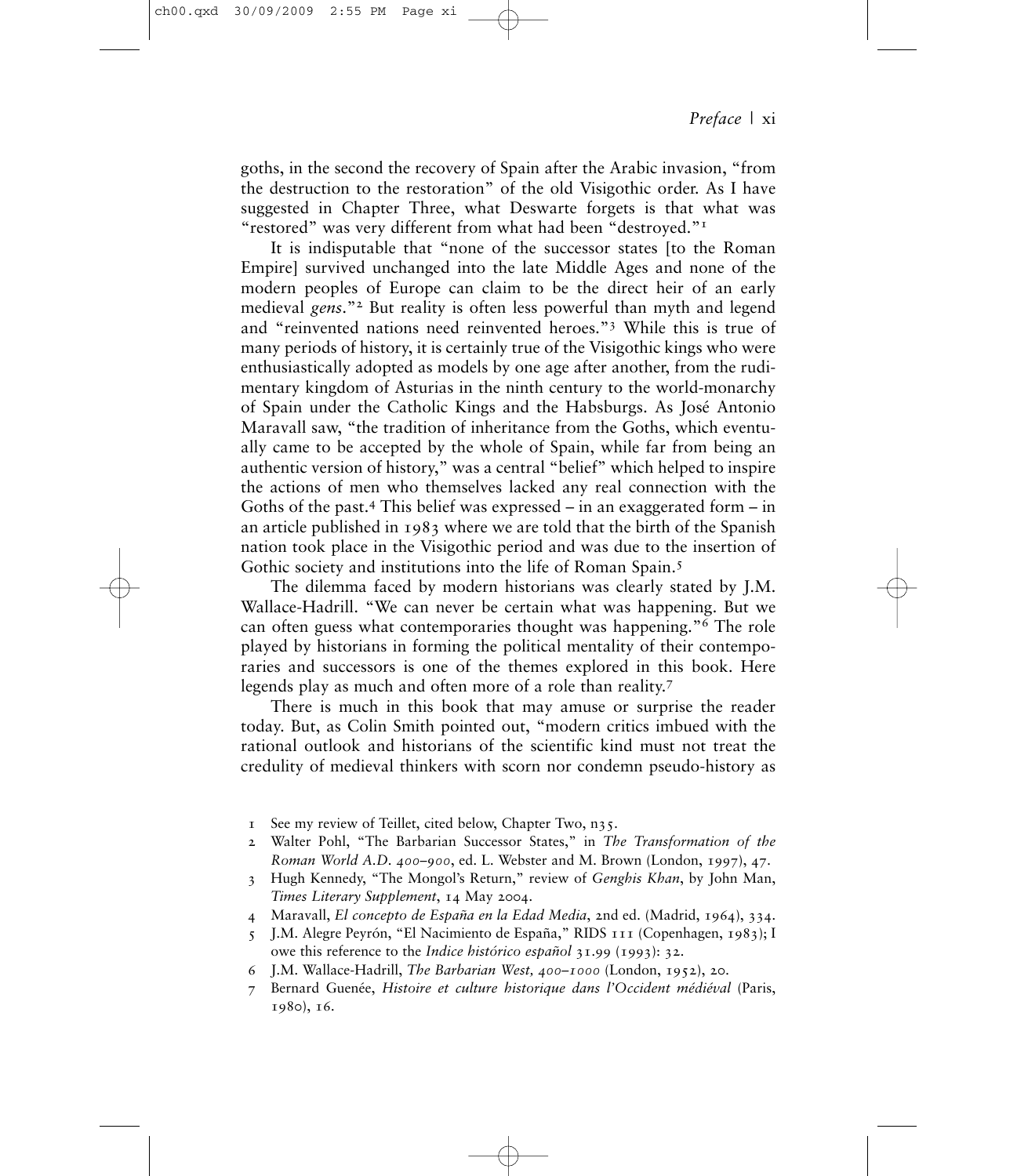goths, in the second the recovery of Spain after the Arabic invasion, "from the destruction to the restoration" of the old Visigothic order. As I have suggested in Chapter Three, what Deswarte forgets is that what was "restored" was very different from what had been "destroyed."[1]

It is indisputable that "none of the successor states [to the Roman Empire] survived unchanged into the late Middle Ages and none of the modern peoples of Europe can claim to be the direct heir of an early medieval *gens*."[2] But reality is often less powerful than myth and legend and "reinvented nations need reinvented heroes."[3] While this is true of many periods of history, it is certainly true of the Visigothic kings who were enthusiastically adopted as models by one age after another, from the rudimentary kingdom of Asturias in the ninth century to the world-monarchy of Spain under the Catholic Kings and the Habsburgs. As José Antonio Maravall saw, "the tradition of inheritance from the Goths, which eventually came to be accepted by the whole of Spain, while far from being an authentic version of history," was a central "belief" which helped to inspire the actions of men who themselves lacked any real connection with the Goths of the past.[4] This belief was expressed – in an exaggerated form – in an article published in 1983 where we are told that the birth of the Spanish nation took place in the Visigothic period and was due to the insertion of Gothic society and institutions into the life of Roman Spain.[5]

The dilemma faced by modern historians was clearly stated by J.M. Wallace-Hadrill. "We can never be certain what was happening. But we can often guess what contemporaries thought was happening."[6] The role played by historians in forming the political mentality of their contemporaries and successors is one of the themes explored in this book. Here legends play as much and often more of a role than reality.[7]

There is much in this book that may amuse or surprise the reader today. But, as Colin Smith pointed out, "modern critics imbued with the rational outlook and historians of the scientific kind must not treat the credulity of medieval thinkers with scorn nor condemn pseudo-history as

1 See my review of Teillet, cited below, Chapter Two, n35.

2 Walter Pohl, "The Barbarian Successor States," in *The Transformation of the Roman World A.D. 400–900*, ed. L. Webster and M. Brown (London, 1997), 47.

3 Hugh Kennedy, "The Mongol's Return," review of *Genghis Khan*, by John Man, *Times Literary Supplement*, 14 May 2004.

4 Maravall, *El concepto de España en la Edad Media*, 2nd ed. (Madrid, 1964), 334.

5 J.M. Alegre Peyrón, "El Nacimiento de España," RIDS 111 (Copenhagen, 1983); I owe this reference to the *Indice histórico español* 31.99 (1993): 32.

6 J.M. Wallace-Hadrill, *The Barbarian West, 400–1000* (London, 1952), 20.

7 Bernard Guenée, *Histoire et culture historique dans l'Occident médiéval* (Paris, 1980), 16.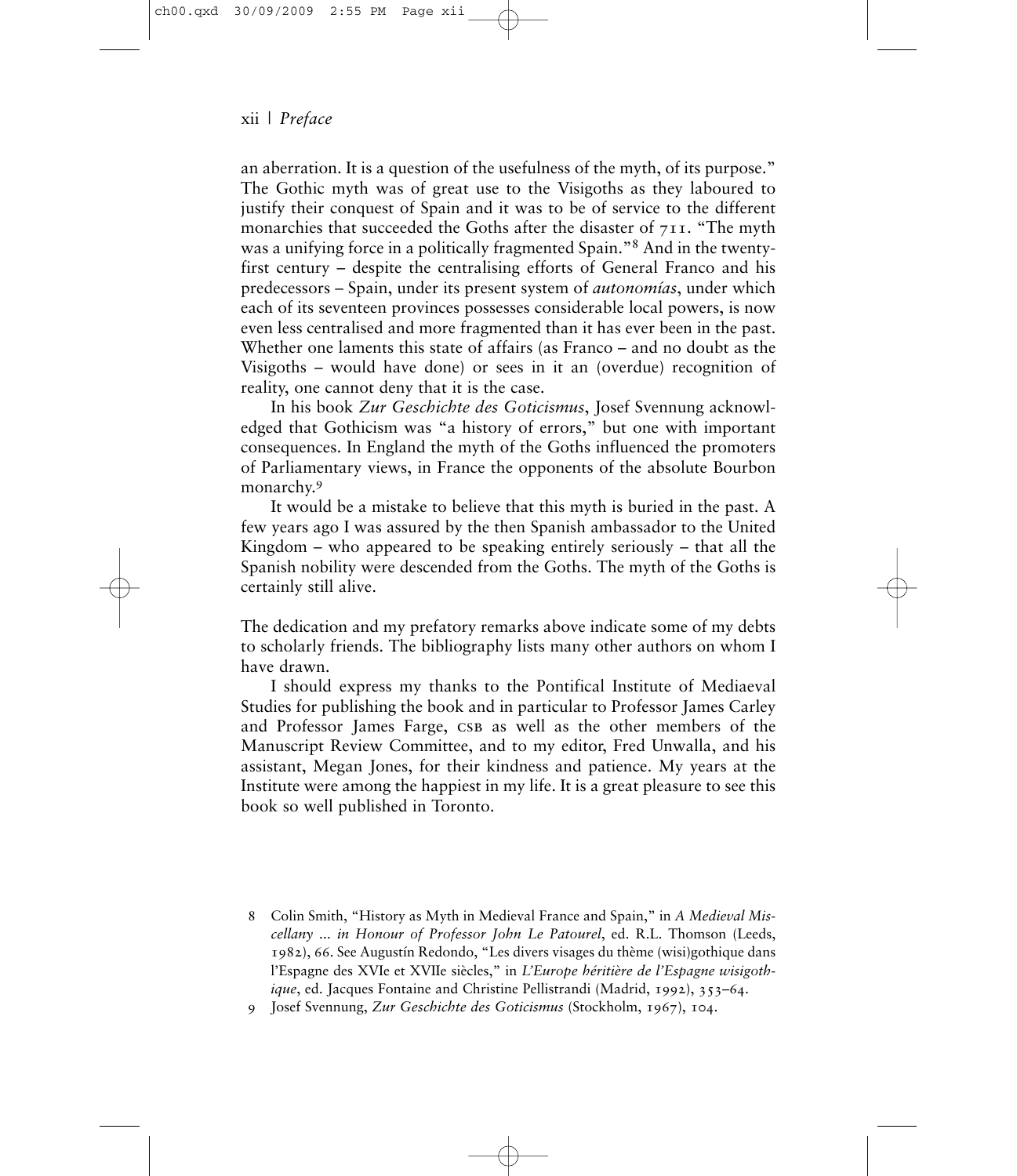an aberration. It is a question of the usefulness of the myth, of its purpose." The Gothic myth was of great use to the Visigoths as they laboured to justify their conquest of Spain and it was to be of service to the different monarchies that succeeded the Goths after the disaster of 711. "The myth was a unifying force in a politically fragmented Spain."[8] And in the twenty-first century – despite the centralising efforts of General Franco and his predecessors – Spain, under its present system of *autonomías*, under which each of its seventeen provinces possesses considerable local powers, is now even less centralised and more fragmented than it has ever been in the past. Whether one laments this state of affairs (as Franco – and no doubt as the Visigoths – would have done) or sees in it an (overdue) recognition of reality, one cannot deny that it is the case.

In his book *Zur Geschichte des Goticismus*, Josef Svennung acknowledged that Gothicism was "a history of errors," but one with important consequences. In England the myth of the Goths influenced the promoters of Parliamentary views, in France the opponents of the absolute Bourbon monarchy.[9]

It would be a mistake to believe that this myth is buried in the past. A few years ago I was assured by the then Spanish ambassador to the United Kingdom – who appeared to be speaking entirely seriously – that all the Spanish nobility were descended from the Goths. The myth of the Goths is certainly still alive.

The dedication and my prefatory remarks above indicate some of my debts to scholarly friends. The bibliography lists many other authors on whom I have drawn.

I should express my thanks to the Pontifical Institute of Mediaeval Studies for publishing the book and in particular to Professor James Carley and Professor James Farge, CSB as well as the other members of the Manuscript Review Committee, and to my editor, Fred Unwalla, and his assistant, Megan Jones, for their kindness and patience. My years at the Institute were among the happiest in my life. It is a great pleasure to see this book so well published in Toronto.

8 Colin Smith, "History as Myth in Medieval France and Spain," in *A Medieval Miscellany ... in Honour of Professor John Le Patourel*, ed. R.L. Thomson (Leeds, 1982), 66. See Augustín Redondo, "Les divers visages du thème (wisi)gothique dans l'Espagne des XVIe et XVIIe siècles," in *L'Europe héritière de l'Espagne wisigothique*, ed. Jacques Fontaine and Christine Pellistrandi (Madrid, 1992), 353–64.

9 Josef Svennung, *Zur Geschichte des Goticismus* (Stockholm, 1967), 104.